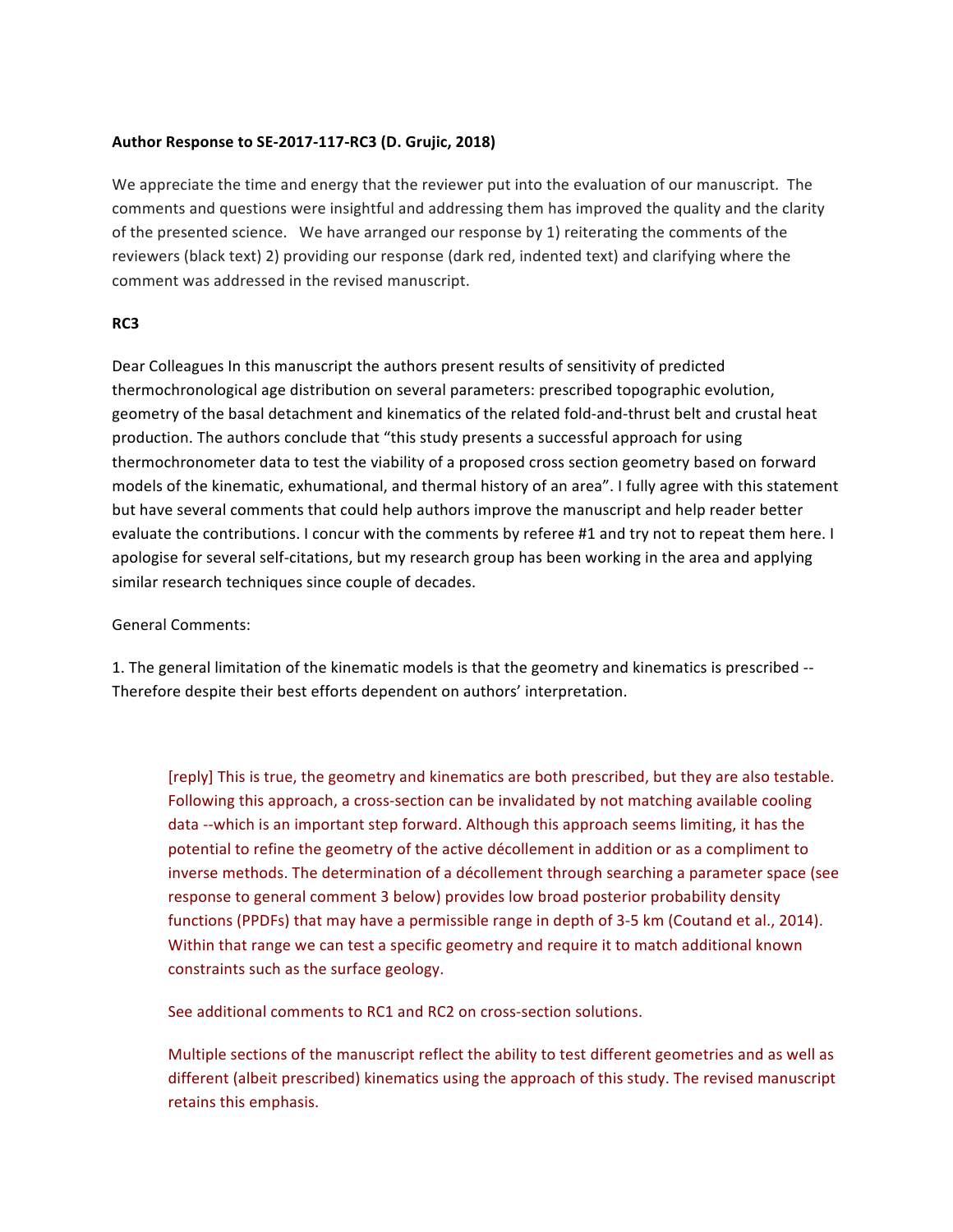**Author Response to SE-2017-117-RC3 (D. Grujic, 2018)**

We appreciate the time and energy that the reviewer put into the evaluation of our manuscript. The comments and questions were insightful and addressing them has improved the quality and the clarity of the presented science. We have arranged our response by 1) reiterating the comments of the reviewers (black text) 2) providing our response (dark red, indented text) and clarifying where the comment was addressed in the revised manuscript.

**RC3**

Dear Colleagues In this manuscript the authors present results of sensitivity of predicted thermochronological age distribution on several parameters: prescribed topographic evolution, geometry of the basal detachment and kinematics of the related fold-and-thrust belt and crustal heat production. The authors conclude that "this study presents a successful approach for using thermochronometer data to test the viability of a proposed cross section geometry based on forward models of the kinematic, exhumational, and thermal history of an area". I fully agree with this statement but have several comments that could help authors improve the manuscript and help reader better evaluate the contributions. I concur with the comments by referee #1 and try not to repeat them here. I apologise for several self-citations, but my research group has been working in the area and applying similar research techniques since couple of decades.

General Comments:

1. The general limitation of the kinematic models is that the geometry and kinematics is prescribed -- Therefore despite their best efforts dependent on authors' interpretation.

> [reply] This is true, the geometry and kinematics are both prescribed, but they are also testable. Following this approach, a cross-section can be invalidated by not matching available cooling data --which is an important step forward. Although this approach seems limiting, it has the potential to refine the geometry of the active décollement in addition or as a compliment to inverse methods. The determination of a décollement through searching a parameter space (see response to general comment 3 below) provides low broad posterior probability density functions (PPDFs) that may have a permissible range in depth of 3-5 km (Coutand et al., 2014). Within that range we can test a specific geometry and require it to match additional known constraints such as the surface geology.
>
> See additional comments to RC1 and RC2 on cross-section solutions.
>
> Multiple sections of the manuscript reflect the ability to test different geometries and as well as different (albeit prescribed) kinematics using the approach of this study. The revised manuscript retains this emphasis.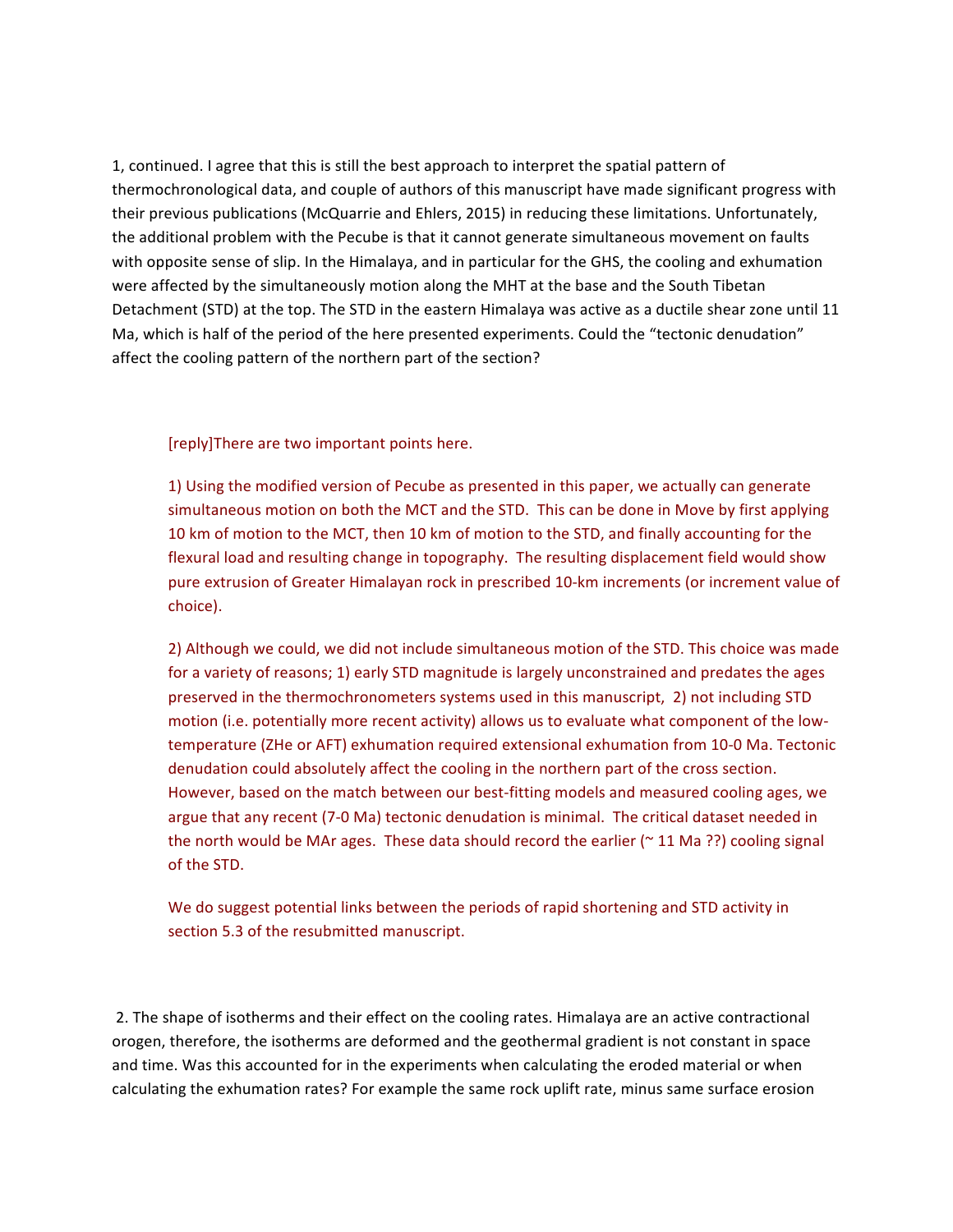1, continued. I agree that this is still the best approach to interpret the spatial pattern of thermochronological data, and couple of authors of this manuscript have made significant progress with their previous publications (McQuarrie and Ehlers, 2015) in reducing these limitations. Unfortunately, the additional problem with the Pecube is that it cannot generate simultaneous movement on faults with opposite sense of slip. In the Himalaya, and in particular for the GHS, the cooling and exhumation were affected by the simultaneously motion along the MHT at the base and the South Tibetan Detachment (STD) at the top. The STD in the eastern Himalaya was active as a ductile shear zone until 11 Ma, which is half of the period of the here presented experiments. Could the "tectonic denudation" affect the cooling pattern of the northern part of the section?

[reply]There are two important points here.

1) Using the modified version of Pecube as presented in this paper, we actually can generate simultaneous motion on both the MCT and the STD. This can be done in Move by first applying 10 km of motion to the MCT, then 10 km of motion to the STD, and finally accounting for the flexural load and resulting change in topography. The resulting displacement field would show pure extrusion of Greater Himalayan rock in prescribed 10-km increments (or increment value of choice).

2) Although we could, we did not include simultaneous motion of the STD. This choice was made for a variety of reasons; 1) early STD magnitude is largely unconstrained and predates the ages preserved in the thermochronometers systems used in this manuscript, 2) not including STD motion (i.e. potentially more recent activity) allows us to evaluate what component of the low-temperature (ZHe or AFT) exhumation required extensional exhumation from 10-0 Ma. Tectonic denudation could absolutely affect the cooling in the northern part of the cross section. However, based on the match between our best-fitting models and measured cooling ages, we argue that any recent (7-0 Ma) tectonic denudation is minimal. The critical dataset needed in the north would be MAr ages. These data should record the earlier (~ 11 Ma ??) cooling signal of the STD.

We do suggest potential links between the periods of rapid shortening and STD activity in section 5.3 of the resubmitted manuscript.

2. The shape of isotherms and their effect on the cooling rates. Himalaya are an active contractional orogen, therefore, the isotherms are deformed and the geothermal gradient is not constant in space and time. Was this accounted for in the experiments when calculating the eroded material or when calculating the exhumation rates? For example the same rock uplift rate, minus same surface erosion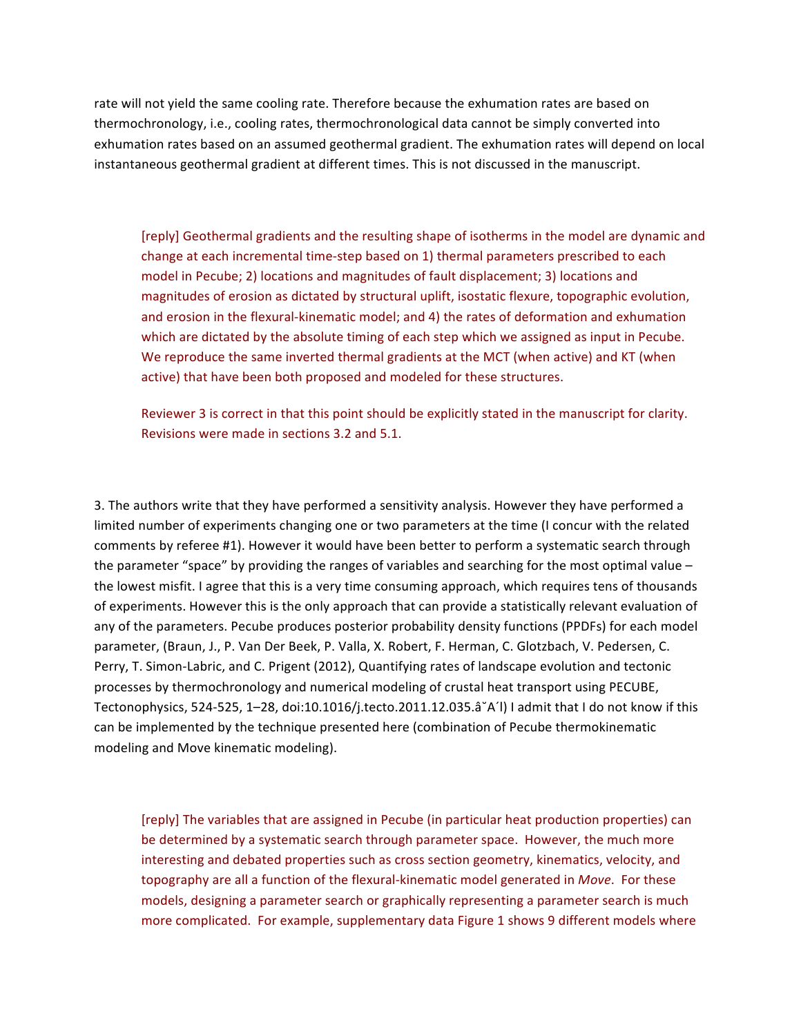rate will not yield the same cooling rate. Therefore because the exhumation rates are based on thermochronology, i.e., cooling rates, thermochronological data cannot be simply converted into exhumation rates based on an assumed geothermal gradient. The exhumation rates will depend on local instantaneous geothermal gradient at different times. This is not discussed in the manuscript.

> [reply] Geothermal gradients and the resulting shape of isotherms in the model are dynamic and change at each incremental time-step based on 1) thermal parameters prescribed to each model in Pecube; 2) locations and magnitudes of fault displacement; 3) locations and magnitudes of erosion as dictated by structural uplift, isostatic flexure, topographic evolution, and erosion in the flexural-kinematic model; and 4) the rates of deformation and exhumation which are dictated by the absolute timing of each step which we assigned as input in Pecube. We reproduce the same inverted thermal gradients at the MCT (when active) and KT (when active) that have been both proposed and modeled for these structures.
>
> Reviewer 3 is correct in that this point should be explicitly stated in the manuscript for clarity. Revisions were made in sections 3.2 and 5.1.

3. The authors write that they have performed a sensitivity analysis. However they have performed a limited number of experiments changing one or two parameters at the time (I concur with the related comments by referee #1). However it would have been better to perform a systematic search through the parameter "space" by providing the ranges of variables and searching for the most optimal value – the lowest misfit. I agree that this is a very time consuming approach, which requires tens of thousands of experiments. However this is the only approach that can provide a statistically relevant evaluation of any of the parameters. Pecube produces posterior probability density functions (PPDFs) for each model parameter, (Braun, J., P. Van Der Beek, P. Valla, X. Robert, F. Herman, C. Glotzbach, V. Pedersen, C. Perry, T. Simon-Labric, and C. Prigent (2012), Quantifying rates of landscape evolution and tectonic processes by thermochronology and numerical modeling of crustal heat transport using PECUBE, Tectonophysics, 524-525, 1–28, doi:10.1016/j.tecto.2011.12.035.â˘A´l) I admit that I do not know if this can be implemented by the technique presented here (combination of Pecube thermokinematic modeling and Move kinematic modeling).

> [reply] The variables that are assigned in Pecube (in particular heat production properties) can be determined by a systematic search through parameter space. However, the much more interesting and debated properties such as cross section geometry, kinematics, velocity, and topography are all a function of the flexural-kinematic model generated in *Move*. For these models, designing a parameter search or graphically representing a parameter search is much more complicated. For example, supplementary data Figure 1 shows 9 different models where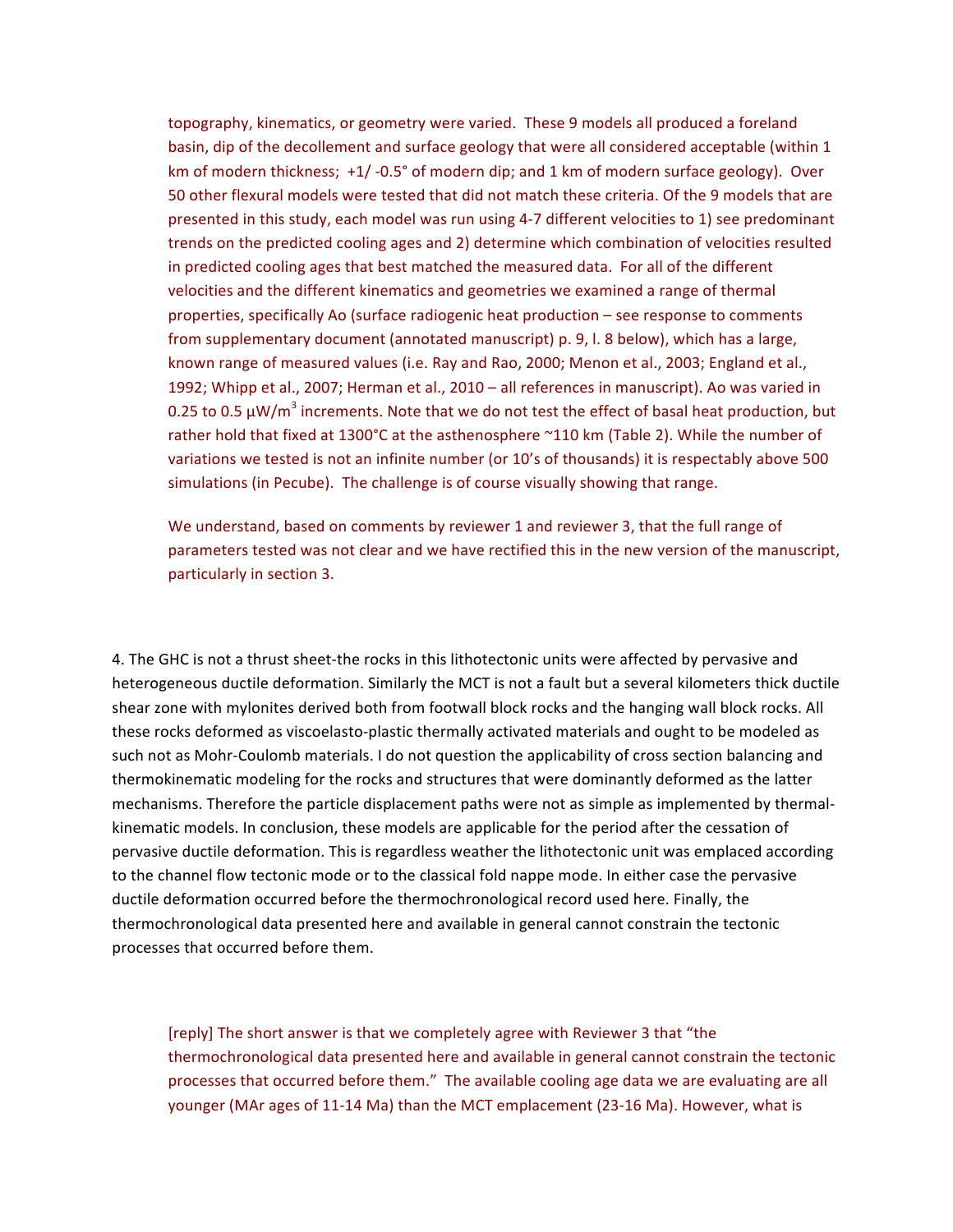topography, kinematics, or geometry were varied. These 9 models all produced a foreland basin, dip of the decollement and surface geology that were all considered acceptable (within 1 km of modern thickness; +1/ -0.5° of modern dip; and 1 km of modern surface geology). Over 50 other flexural models were tested that did not match these criteria. Of the 9 models that are presented in this study, each model was run using 4-7 different velocities to 1) see predominant trends on the predicted cooling ages and 2) determine which combination of velocities resulted in predicted cooling ages that best matched the measured data. For all of the different velocities and the different kinematics and geometries we examined a range of thermal properties, specifically Ao (surface radiogenic heat production – see response to comments from supplementary document (annotated manuscript) p. 9, l. 8 below), which has a large, known range of measured values (i.e. Ray and Rao, 2000; Menon et al., 2003; England et al., 1992; Whipp et al., 2007; Herman et al., 2010 – all references in manuscript). Ao was varied in 0.25 to 0.5 $\mu W/m^3$ increments. Note that we do not test the effect of basal heat production, but rather hold that fixed at 1300°C at the asthenosphere ~110 km (Table 2). While the number of variations we tested is not an infinite number (or 10's of thousands) it is respectably above 500 simulations (in Pecube). The challenge is of course visually showing that range.

We understand, based on comments by reviewer 1 and reviewer 3, that the full range of parameters tested was not clear and we have rectified this in the new version of the manuscript, particularly in section 3.

4. The GHC is not a thrust sheet-the rocks in this lithotectonic units were affected by pervasive and heterogeneous ductile deformation. Similarly the MCT is not a fault but a several kilometers thick ductile shear zone with mylonites derived both from footwall block rocks and the hanging wall block rocks. All these rocks deformed as viscoelasto-plastic thermally activated materials and ought to be modeled as such not as Mohr-Coulomb materials. I do not question the applicability of cross section balancing and thermokinematic modeling for the rocks and structures that were dominantly deformed as the latter mechanisms. Therefore the particle displacement paths were not as simple as implemented by thermal-kinematic models. In conclusion, these models are applicable for the period after the cessation of pervasive ductile deformation. This is regardless weather the lithotectonic unit was emplaced according to the channel flow tectonic mode or to the classical fold nappe mode. In either case the pervasive ductile deformation occurred before the thermochronological record used here. Finally, the thermochronological data presented here and available in general cannot constrain the tectonic processes that occurred before them.

[reply] The short answer is that we completely agree with Reviewer 3 that "the thermochronological data presented here and available in general cannot constrain the tectonic processes that occurred before them." The available cooling age data we are evaluating are all younger (MAr ages of 11-14 Ma) than the MCT emplacement (23-16 Ma). However, what is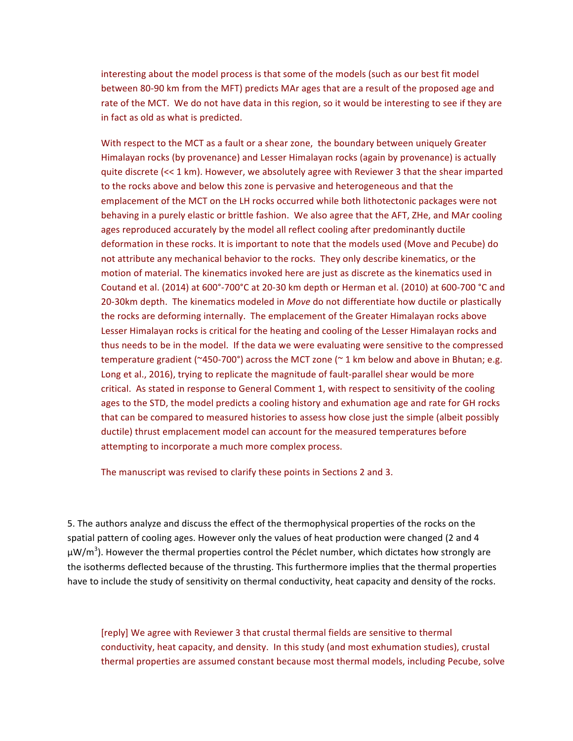interesting about the model process is that some of the models (such as our best fit model between 80-90 km from the MFT) predicts MAr ages that are a result of the proposed age and rate of the MCT. We do not have data in this region, so it would be interesting to see if they are in fact as old as what is predicted.

With respect to the MCT as a fault or a shear zone, the boundary between uniquely Greater Himalayan rocks (by provenance) and Lesser Himalayan rocks (again by provenance) is actually quite discrete (<< 1 km). However, we absolutely agree with Reviewer 3 that the shear imparted to the rocks above and below this zone is pervasive and heterogeneous and that the emplacement of the MCT on the LH rocks occurred while both lithotectonic packages were not behaving in a purely elastic or brittle fashion. We also agree that the AFT, ZHe, and MAr cooling ages reproduced accurately by the model all reflect cooling after predominantly ductile deformation in these rocks. It is important to note that the models used (Move and Pecube) do not attribute any mechanical behavior to the rocks. They only describe kinematics, or the motion of material. The kinematics invoked here are just as discrete as the kinematics used in Coutand et al. (2014) at 600°-700°C at 20-30 km depth or Herman et al. (2010) at 600-700 °C and 20-30km depth. The kinematics modeled in *Move* do not differentiate how ductile or plastically the rocks are deforming internally. The emplacement of the Greater Himalayan rocks above Lesser Himalayan rocks is critical for the heating and cooling of the Lesser Himalayan rocks and thus needs to be in the model. If the data we were evaluating were sensitive to the compressed temperature gradient (~450-700°) across the MCT zone (~ 1 km below and above in Bhutan; e.g. Long et al., 2016), trying to replicate the magnitude of fault-parallel shear would be more critical. As stated in response to General Comment 1, with respect to sensitivity of the cooling ages to the STD, the model predicts a cooling history and exhumation age and rate for GH rocks that can be compared to measured histories to assess how close just the simple (albeit possibly ductile) thrust emplacement model can account for the measured temperatures before attempting to incorporate a much more complex process.

The manuscript was revised to clarify these points in Sections 2 and 3.

5. The authors analyze and discuss the effect of the thermophysical properties of the rocks on the spatial pattern of cooling ages. However only the values of heat production were changed (2 and 4 $\mu W/m^3$). However the thermal properties control the Péclet number, which dictates how strongly are the isotherms deflected because of the thrusting. This furthermore implies that the thermal properties have to include the study of sensitivity on thermal conductivity, heat capacity and density of the rocks.

[reply] We agree with Reviewer 3 that crustal thermal fields are sensitive to thermal conductivity, heat capacity, and density. In this study (and most exhumation studies), crustal thermal properties are assumed constant because most thermal models, including Pecube, solve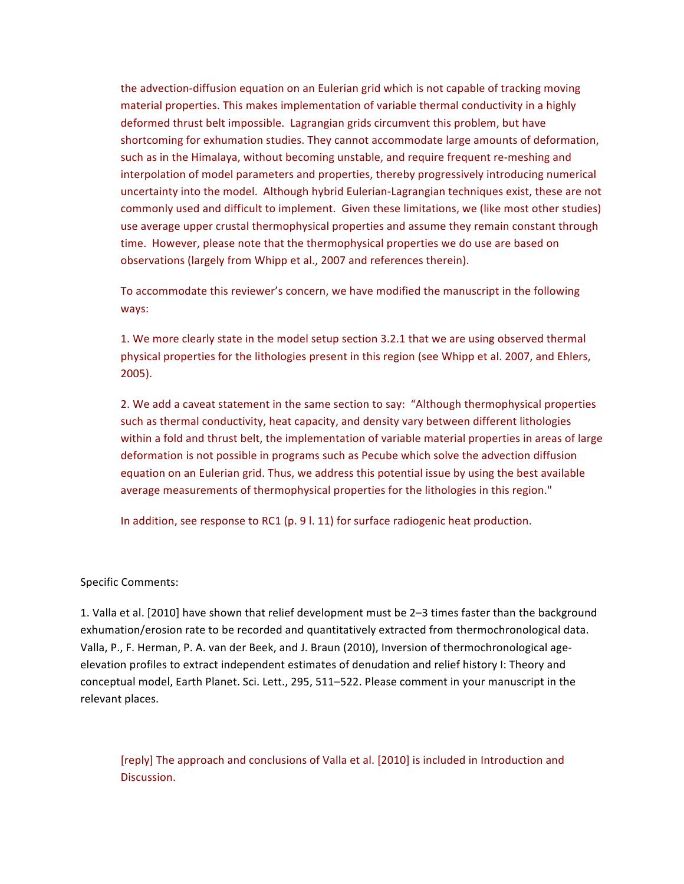the advection-diffusion equation on an Eulerian grid which is not capable of tracking moving material properties. This makes implementation of variable thermal conductivity in a highly deformed thrust belt impossible. Lagrangian grids circumvent this problem, but have shortcoming for exhumation studies. They cannot accommodate large amounts of deformation, such as in the Himalaya, without becoming unstable, and require frequent re-meshing and interpolation of model parameters and properties, thereby progressively introducing numerical uncertainty into the model. Although hybrid Eulerian-Lagrangian techniques exist, these are not commonly used and difficult to implement. Given these limitations, we (like most other studies) use average upper crustal thermophysical properties and assume they remain constant through time. However, please note that the thermophysical properties we do use are based on observations (largely from Whipp et al., 2007 and references therein).

To accommodate this reviewer's concern, we have modified the manuscript in the following ways:

1. We more clearly state in the model setup section 3.2.1 that we are using observed thermal physical properties for the lithologies present in this region (see Whipp et al. 2007, and Ehlers, 2005).

2. We add a caveat statement in the same section to say: "Although thermophysical properties such as thermal conductivity, heat capacity, and density vary between different lithologies within a fold and thrust belt, the implementation of variable material properties in areas of large deformation is not possible in programs such as Pecube which solve the advection diffusion equation on an Eulerian grid. Thus, we address this potential issue by using the best available average measurements of thermophysical properties for the lithologies in this region."

In addition, see response to RC1 (p. 9 l. 11) for surface radiogenic heat production.

Specific Comments:

1. Valla et al. [2010] have shown that relief development must be 2–3 times faster than the background exhumation/erosion rate to be recorded and quantitatively extracted from thermochronological data. Valla, P., F. Herman, P. A. van der Beek, and J. Braun (2010), Inversion of thermochronological age-elevation profiles to extract independent estimates of denudation and relief history I: Theory and conceptual model, Earth Planet. Sci. Lett., 295, 511–522. Please comment in your manuscript in the relevant places.

[reply] The approach and conclusions of Valla et al. [2010] is included in Introduction and Discussion.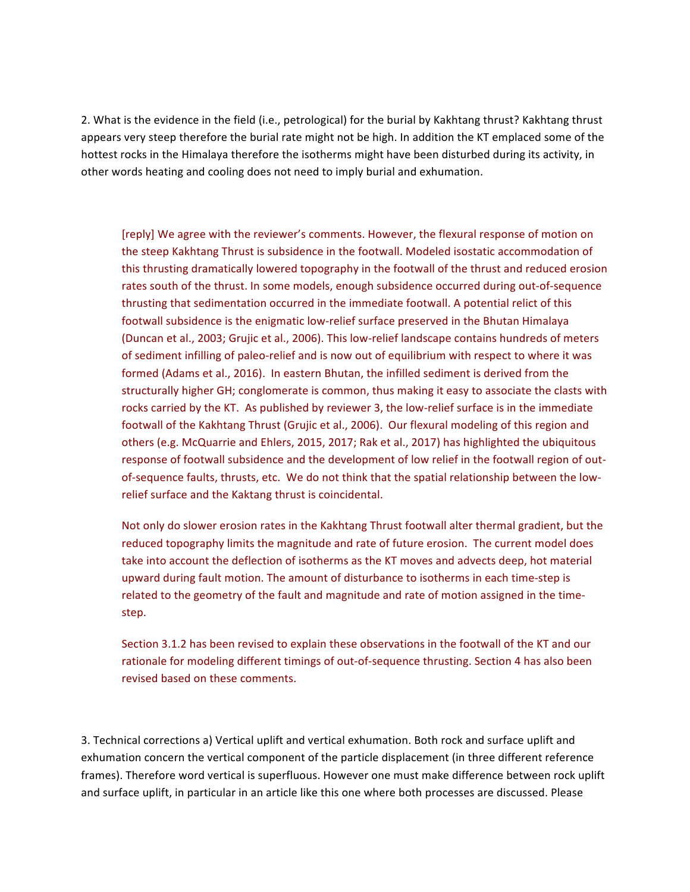2. What is the evidence in the field (i.e., petrological) for the burial by Kakhtang thrust? Kakhtang thrust appears very steep therefore the burial rate might not be high. In addition the KT emplaced some of the hottest rocks in the Himalaya therefore the isotherms might have been disturbed during its activity, in other words heating and cooling does not need to imply burial and exhumation.

> [reply] We agree with the reviewer's comments. However, the flexural response of motion on the steep Kakhtang Thrust is subsidence in the footwall. Modeled isostatic accommodation of this thrusting dramatically lowered topography in the footwall of the thrust and reduced erosion rates south of the thrust. In some models, enough subsidence occurred during out-of-sequence thrusting that sedimentation occurred in the immediate footwall. A potential relict of this footwall subsidence is the enigmatic low-relief surface preserved in the Bhutan Himalaya (Duncan et al., 2003; Grujic et al., 2006). This low-relief landscape contains hundreds of meters of sediment infilling of paleo-relief and is now out of equilibrium with respect to where it was formed (Adams et al., 2016). In eastern Bhutan, the infilled sediment is derived from the structurally higher GH; conglomerate is common, thus making it easy to associate the clasts with rocks carried by the KT. As published by reviewer 3, the low-relief surface is in the immediate footwall of the Kakhtang Thrust (Grujic et al., 2006). Our flexural modeling of this region and others (e.g. McQuarrie and Ehlers, 2015, 2017; Rak et al., 2017) has highlighted the ubiquitous response of footwall subsidence and the development of low relief in the footwall region of out-of-sequence faults, thrusts, etc. We do not think that the spatial relationship between the low-relief surface and the Kaktang thrust is coincidental.
>
> Not only do slower erosion rates in the Kakhtang Thrust footwall alter thermal gradient, but the reduced topography limits the magnitude and rate of future erosion. The current model does take into account the deflection of isotherms as the KT moves and advects deep, hot material upward during fault motion. The amount of disturbance to isotherms in each time-step is related to the geometry of the fault and magnitude and rate of motion assigned in the time-step.
>
> Section 3.1.2 has been revised to explain these observations in the footwall of the KT and our rationale for modeling different timings of out-of-sequence thrusting. Section 4 has also been revised based on these comments.

3. Technical corrections a) Vertical uplift and vertical exhumation. Both rock and surface uplift and exhumation concern the vertical component of the particle displacement (in three different reference frames). Therefore word vertical is superfluous. However one must make difference between rock uplift and surface uplift, in particular in an article like this one where both processes are discussed. Please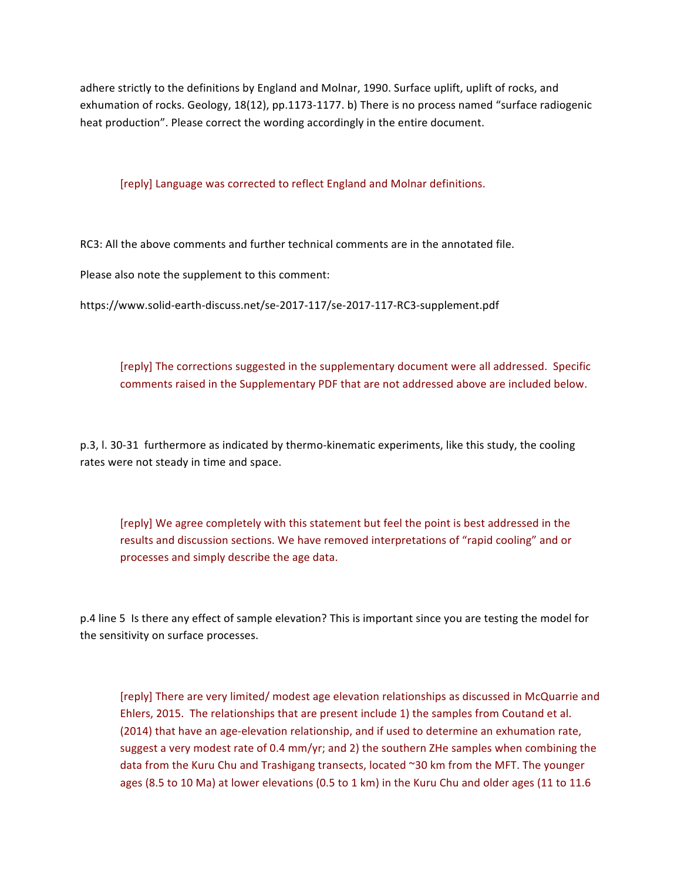adhere strictly to the definitions by England and Molnar, 1990. Surface uplift, uplift of rocks, and exhumation of rocks. Geology, 18(12), pp.1173-1177. b) There is no process named "surface radiogenic heat production". Please correct the wording accordingly in the entire document.

> [reply] Language was corrected to reflect England and Molnar definitions.

RC3: All the above comments and further technical comments are in the annotated file.

Please also note the supplement to this comment:

https://www.solid-earth-discuss.net/se-2017-117/se-2017-117-RC3-supplement.pdf

> [reply] The corrections suggested in the supplementary document were all addressed. Specific comments raised in the Supplementary PDF that are not addressed above are included below.

p.3, l. 30-31 furthermore as indicated by thermo-kinematic experiments, like this study, the cooling rates were not steady in time and space.

> [reply] We agree completely with this statement but feel the point is best addressed in the results and discussion sections. We have removed interpretations of "rapid cooling" and or processes and simply describe the age data.

p.4 line 5 Is there any effect of sample elevation? This is important since you are testing the model for the sensitivity on surface processes.

> [reply] There are very limited/ modest age elevation relationships as discussed in McQuarrie and Ehlers, 2015. The relationships that are present include 1) the samples from Coutand et al. (2014) that have an age-elevation relationship, and if used to determine an exhumation rate, suggest a very modest rate of 0.4 mm/yr; and 2) the southern ZHe samples when combining the data from the Kuru Chu and Trashigang transects, located ~30 km from the MFT. The younger ages (8.5 to 10 Ma) at lower elevations (0.5 to 1 km) in the Kuru Chu and older ages (11 to 11.6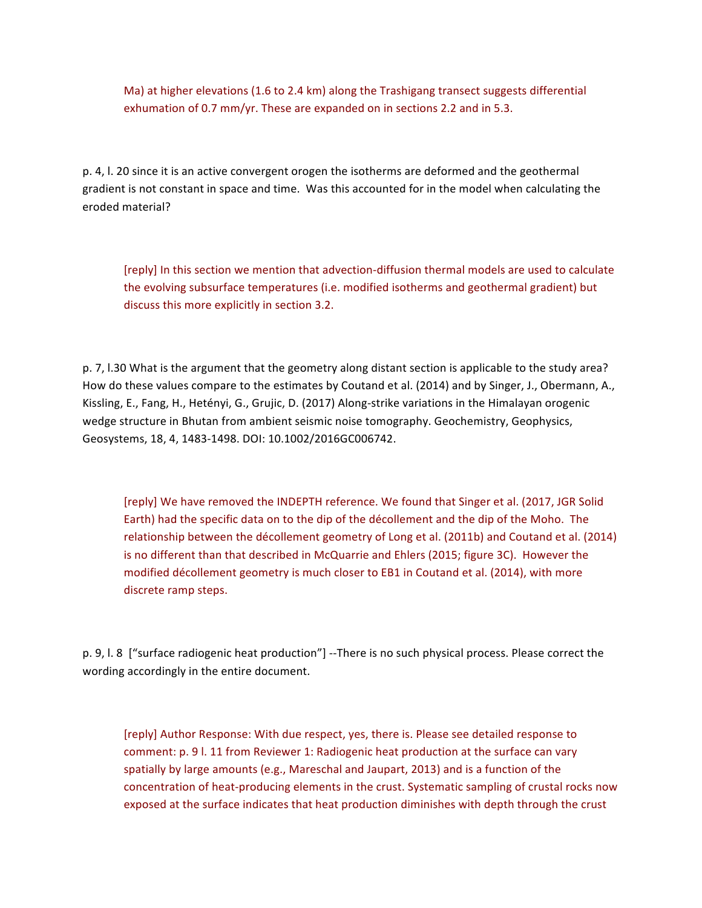Ma) at higher elevations (1.6 to 2.4 km) along the Trashigang transect suggests differential exhumation of 0.7 mm/yr. These are expanded on in sections 2.2 and in 5.3.

p. 4, l. 20 since it is an active convergent orogen the isotherms are deformed and the geothermal gradient is not constant in space and time. Was this accounted for in the model when calculating the eroded material?

> [reply] In this section we mention that advection-diffusion thermal models are used to calculate the evolving subsurface temperatures (i.e. modified isotherms and geothermal gradient) but discuss this more explicitly in section 3.2.

p. 7, l.30 What is the argument that the geometry along distant section is applicable to the study area? How do these values compare to the estimates by Coutand et al. (2014) and by Singer, J., Obermann, A., Kissling, E., Fang, H., Hetényi, G., Grujic, D. (2017) Along-strike variations in the Himalayan orogenic wedge structure in Bhutan from ambient seismic noise tomography. Geochemistry, Geophysics, Geosystems, 18, 4, 1483-1498. DOI: 10.1002/2016GC006742.

> [reply] We have removed the INDEPTH reference. We found that Singer et al. (2017, JGR Solid Earth) had the specific data on to the dip of the décollement and the dip of the Moho. The relationship between the décollement geometry of Long et al. (2011b) and Coutand et al. (2014) is no different than that described in McQuarrie and Ehlers (2015; figure 3C). However the modified décollement geometry is much closer to EB1 in Coutand et al. (2014), with more discrete ramp steps.

p. 9, l. 8 ["surface radiogenic heat production"] --There is no such physical process. Please correct the wording accordingly in the entire document.

> [reply] Author Response: With due respect, yes, there is. Please see detailed response to comment: p. 9 l. 11 from Reviewer 1: Radiogenic heat production at the surface can vary spatially by large amounts (e.g., Mareschal and Jaupart, 2013) and is a function of the concentration of heat-producing elements in the crust. Systematic sampling of crustal rocks now exposed at the surface indicates that heat production diminishes with depth through the crust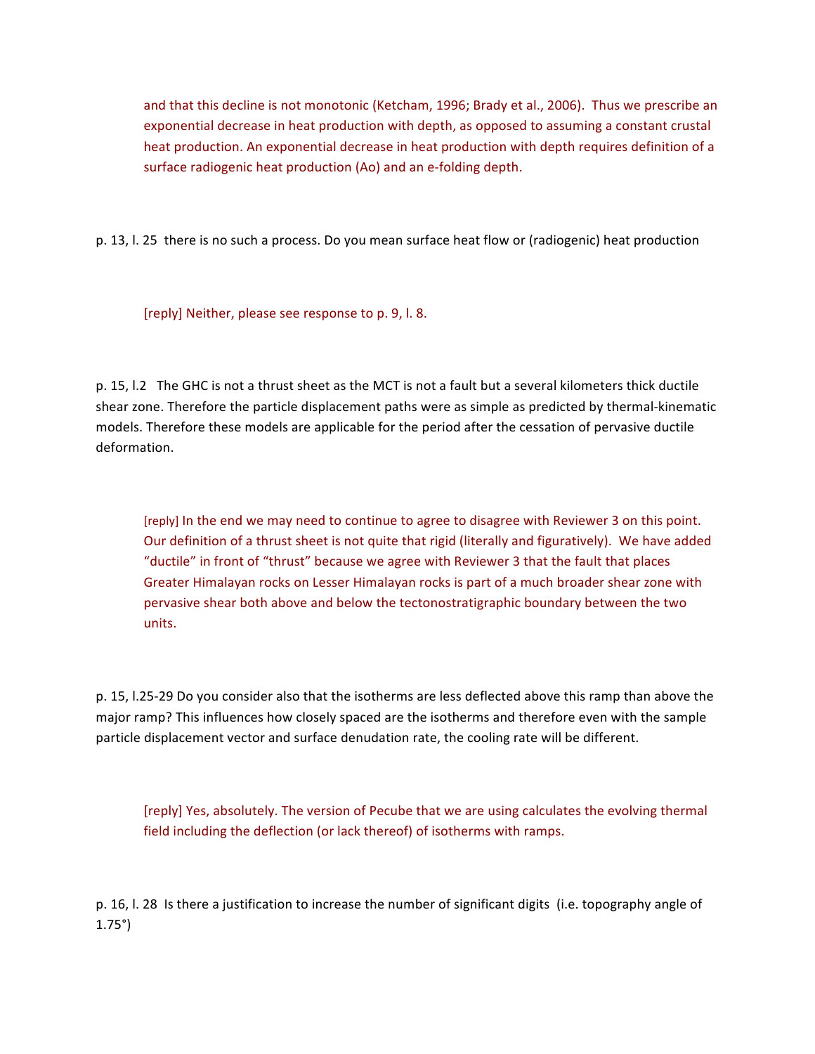and that this decline is not monotonic (Ketcham, 1996; Brady et al., 2006). Thus we prescribe an exponential decrease in heat production with depth, as opposed to assuming a constant crustal heat production. An exponential decrease in heat production with depth requires definition of a surface radiogenic heat production (Ao) and an e-folding depth.

p. 13, l. 25 there is no such a process. Do you mean surface heat flow or (radiogenic) heat production

[reply] Neither, please see response to p. 9, l. 8.

p. 15, l.2 The GHC is not a thrust sheet as the MCT is not a fault but a several kilometers thick ductile shear zone. Therefore the particle displacement paths were as simple as predicted by thermal-kinematic models. Therefore these models are applicable for the period after the cessation of pervasive ductile deformation.

[reply] In the end we may need to continue to agree to disagree with Reviewer 3 on this point. Our definition of a thrust sheet is not quite that rigid (literally and figuratively). We have added "ductile" in front of "thrust" because we agree with Reviewer 3 that the fault that places Greater Himalayan rocks on Lesser Himalayan rocks is part of a much broader shear zone with pervasive shear both above and below the tectonostratigraphic boundary between the two units.

p. 15, l.25-29 Do you consider also that the isotherms are less deflected above this ramp than above the major ramp? This influences how closely spaced are the isotherms and therefore even with the sample particle displacement vector and surface denudation rate, the cooling rate will be different.

[reply] Yes, absolutely. The version of Pecube that we are using calculates the evolving thermal field including the deflection (or lack thereof) of isotherms with ramps.

p. 16, l. 28 Is there a justification to increase the number of significant digits (i.e. topography angle of 1.75°)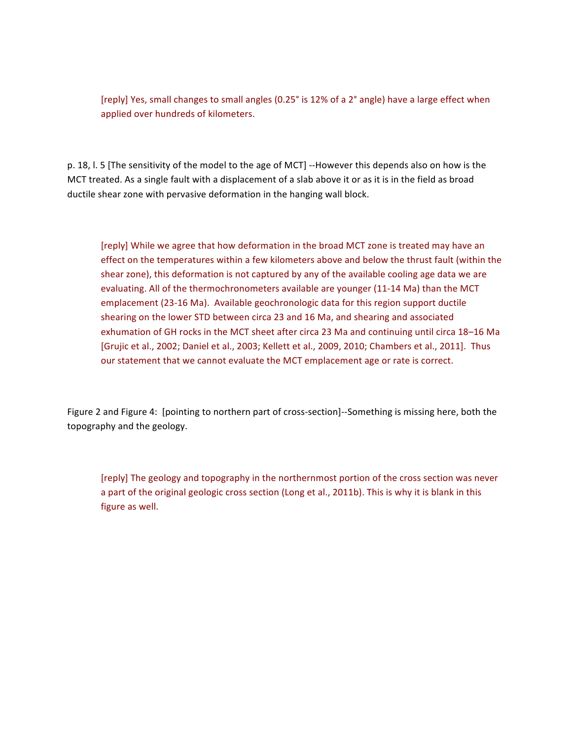[reply] Yes, small changes to small angles (0.25° is 12% of a 2° angle) have a large effect when applied over hundreds of kilometers.

p. 18, l. 5 [The sensitivity of the model to the age of MCT] --However this depends also on how is the MCT treated. As a single fault with a displacement of a slab above it or as it is in the field as broad ductile shear zone with pervasive deformation in the hanging wall block.

[reply] While we agree that how deformation in the broad MCT zone is treated may have an effect on the temperatures within a few kilometers above and below the thrust fault (within the shear zone), this deformation is not captured by any of the available cooling age data we are evaluating. All of the thermochronometers available are younger (11-14 Ma) than the MCT emplacement (23-16 Ma). Available geochronologic data for this region support ductile shearing on the lower STD between circa 23 and 16 Ma, and shearing and associated exhumation of GH rocks in the MCT sheet after circa 23 Ma and continuing until circa 18–16 Ma [Grujic et al., 2002; Daniel et al., 2003; Kellett et al., 2009, 2010; Chambers et al., 2011]. Thus our statement that we cannot evaluate the MCT emplacement age or rate is correct.

Figure 2 and Figure 4: [pointing to northern part of cross-section]--Something is missing here, both the topography and the geology.

[reply] The geology and topography in the northernmost portion of the cross section was never a part of the original geologic cross section (Long et al., 2011b). This is why it is blank in this figure as well.